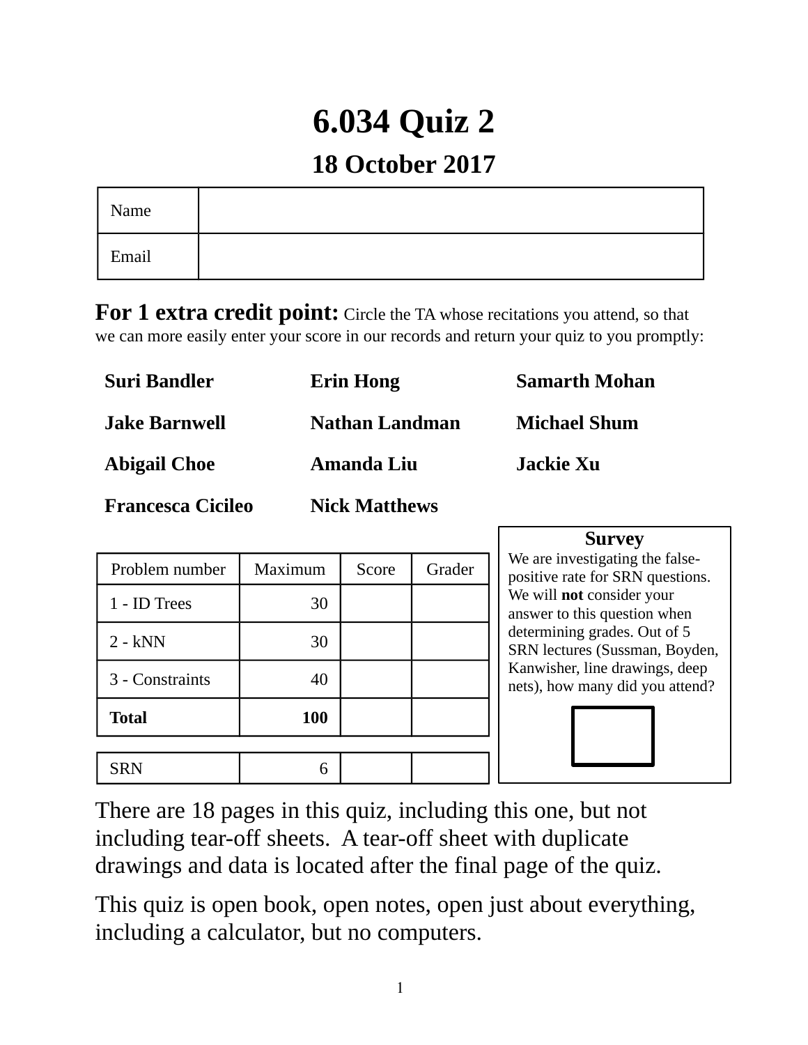# 6.034 Quiz 2

## 18 October 2017

| Name | |
|---|---|
| Email | |

**For 1 extra credit point:** Circle the TA whose recitations you attend, so that we can more easily enter your score in our records and return your quiz to you promptly:

**Suri Bandler** **Erin Hong** **Samarth Mohan**

**Jake Barnwell** **Nathan Landman** **Michael Shum**

**Abigail Choe** **Amanda Liu** **Jackie Xu**

**Francesca Cicileo** **Nick Matthews**

| Problem number | Maximum | Score | Grader |
|---|---|---|---|
| 1 - ID Trees | 30 | | |
| 2 - kNN | 30 | | |
| 3 - Constraints | 40 | | |
| **Total** | **100** | | |

| SRN | 6 | | |
|---|---|---|---|

**Survey**

We are investigating the false-positive rate for SRN questions. We will **not** consider your answer to this question when determining grades. Out of 5 SRN lectures (Sussman, Boyden, Kanwisher, line drawings, deep nets), how many did you attend?

There are 18 pages in this quiz, including this one, but not including tear-off sheets. A tear-off sheet with duplicate drawings and data is located after the final page of the quiz.

This quiz is open book, open notes, open just about everything, including a calculator, but no computers.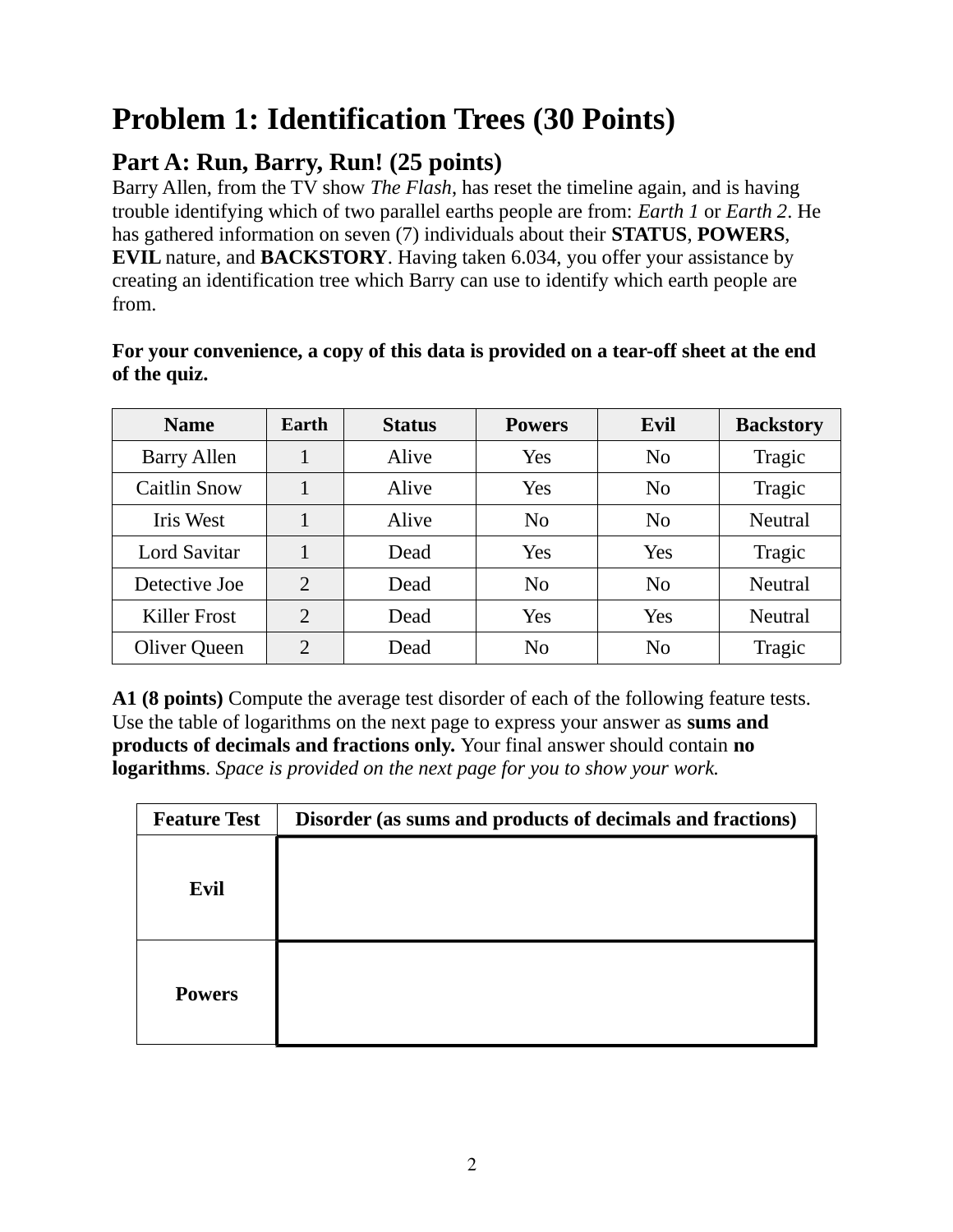# Problem 1: Identification Trees (30 Points)

## Part A: Run, Barry, Run! (25 points)

Barry Allen, from the TV show *The Flash*, has reset the timeline again, and is having trouble identifying which of two parallel earths people are from: *Earth 1* or *Earth 2*. He has gathered information on seven (7) individuals about their **STATUS**, **POWERS**, **EVIL** nature, and **BACKSTORY**. Having taken 6.034, you offer your assistance by creating an identification tree which Barry can use to identify which earth people are from.

**For your convenience, a copy of this data is provided on a tear-off sheet at the end of the quiz.**

| Name | Earth | Status | Powers | Evil | Backstory |
|---|---|---|---|---|---|
| Barry Allen | 1 | Alive | Yes | No | Tragic |
| Caitlin Snow | 1 | Alive | Yes | No | Tragic |
| Iris West | 1 | Alive | No | No | Neutral |
| Lord Savitar | 1 | Dead | Yes | Yes | Tragic |
| Detective Joe | 2 | Dead | No | No | Neutral |
| Killer Frost | 2 | Dead | Yes | Yes | Neutral |
| Oliver Queen | 2 | Dead | No | No | Tragic |

**A1 (8 points)** Compute the average test disorder of each of the following feature tests. Use the table of logarithms on the next page to express your answer as **sums and products of decimals and fractions only.** Your final answer should contain **no logarithms**. *Space is provided on the next page for you to show your work.*

| Feature Test | Disorder (as sums and products of decimals and fractions) |
|---|---|
| **Evil** | |
| **Powers** | |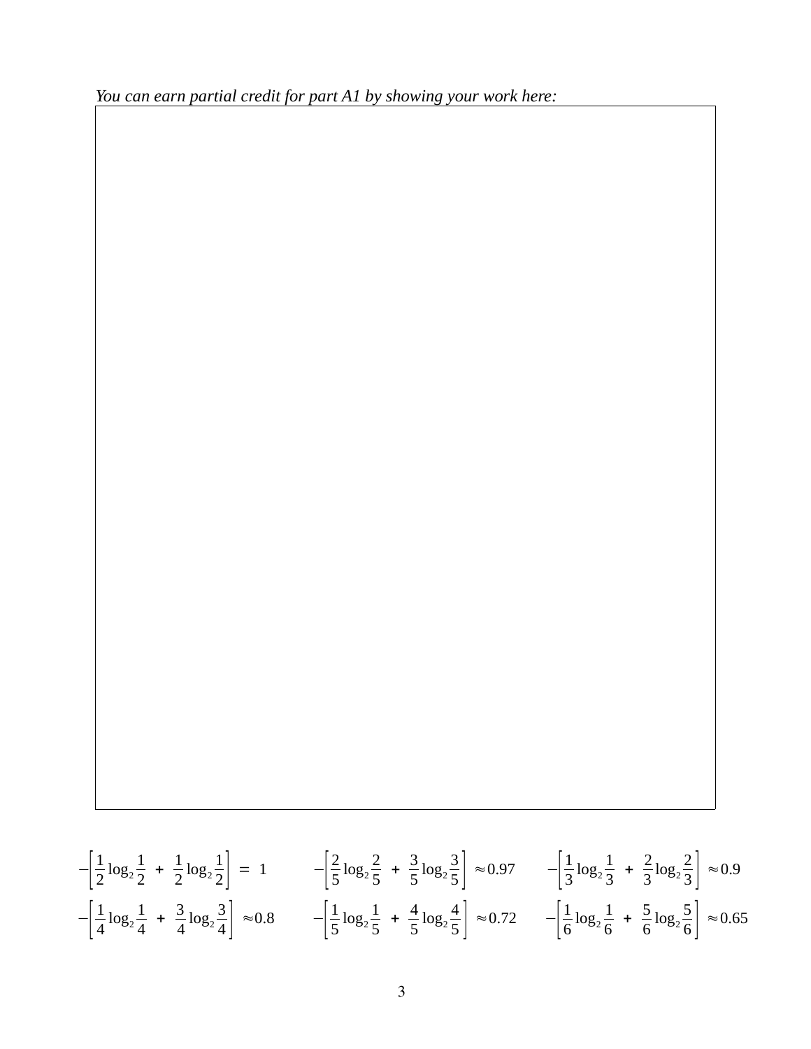*You can earn partial credit for part A1 by showing your work here:*

$$-\left[\frac{1}{2}\log_2\frac{1}{2} + \frac{1}{2}\log_2\frac{1}{2}\right] = 1 \qquad -\left[\frac{2}{5}\log_2\frac{2}{5} + \frac{3}{5}\log_2\frac{3}{5}\right] \approx 0.97 \qquad -\left[\frac{1}{3}\log_2\frac{1}{3} + \frac{2}{3}\log_2\frac{2}{3}\right] \approx 0.9$$

$$-\left[\frac{1}{4}\log_2\frac{1}{4} + \frac{3}{4}\log_2\frac{3}{4}\right] \approx 0.8 \qquad -\left[\frac{1}{5}\log_2\frac{1}{5} + \frac{4}{5}\log_2\frac{4}{5}\right] \approx 0.72 \qquad -\left[\frac{1}{6}\log_2\frac{1}{6} + \frac{5}{6}\log_2\frac{5}{6}\right] \approx 0.65$$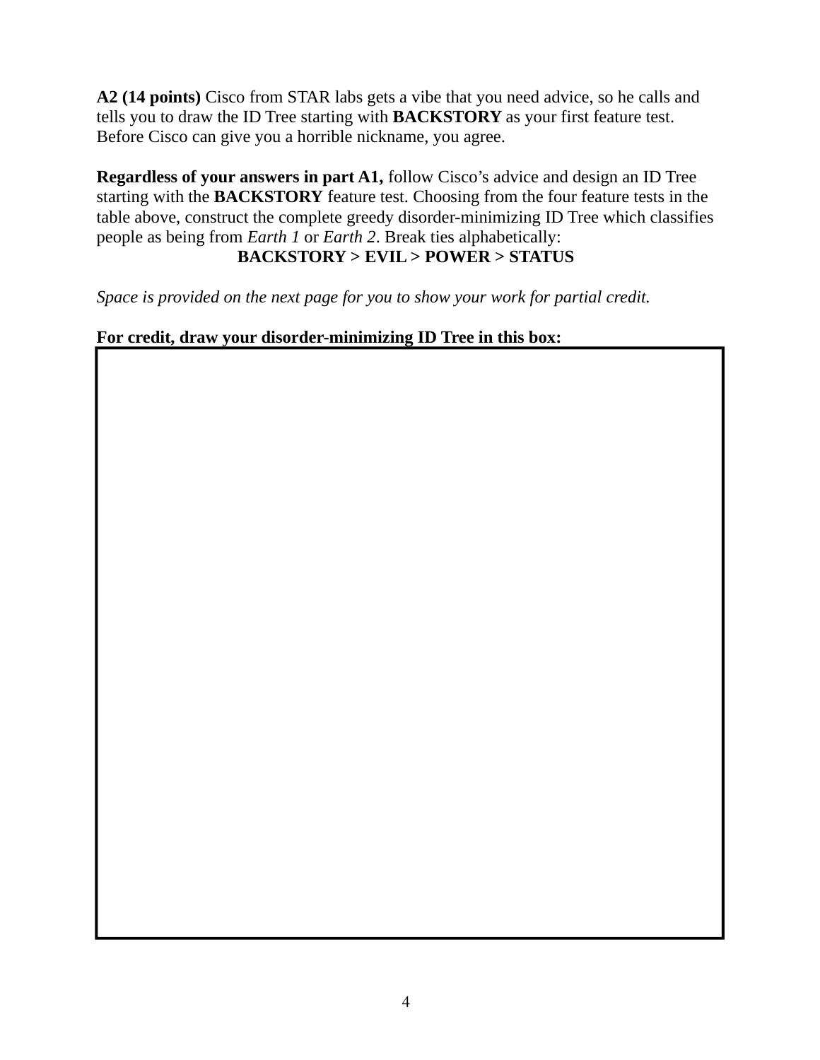**A2 (14 points)** Cisco from STAR labs gets a vibe that you need advice, so he calls and tells you to draw the ID Tree starting with **BACKSTORY** as your first feature test. Before Cisco can give you a horrible nickname, you agree.

**Regardless of your answers in part A1,** follow Cisco's advice and design an ID Tree starting with the **BACKSTORY** feature test. Choosing from the four feature tests in the table above, construct the complete greedy disorder-minimizing ID Tree which classifies people as being from *Earth 1* or *Earth 2*. Break ties alphabetically:

**BACKSTORY > EVIL > POWER > STATUS**

*Space is provided on the next page for you to show your work for partial credit.*

**For credit, draw your disorder-minimizing ID Tree in this box:**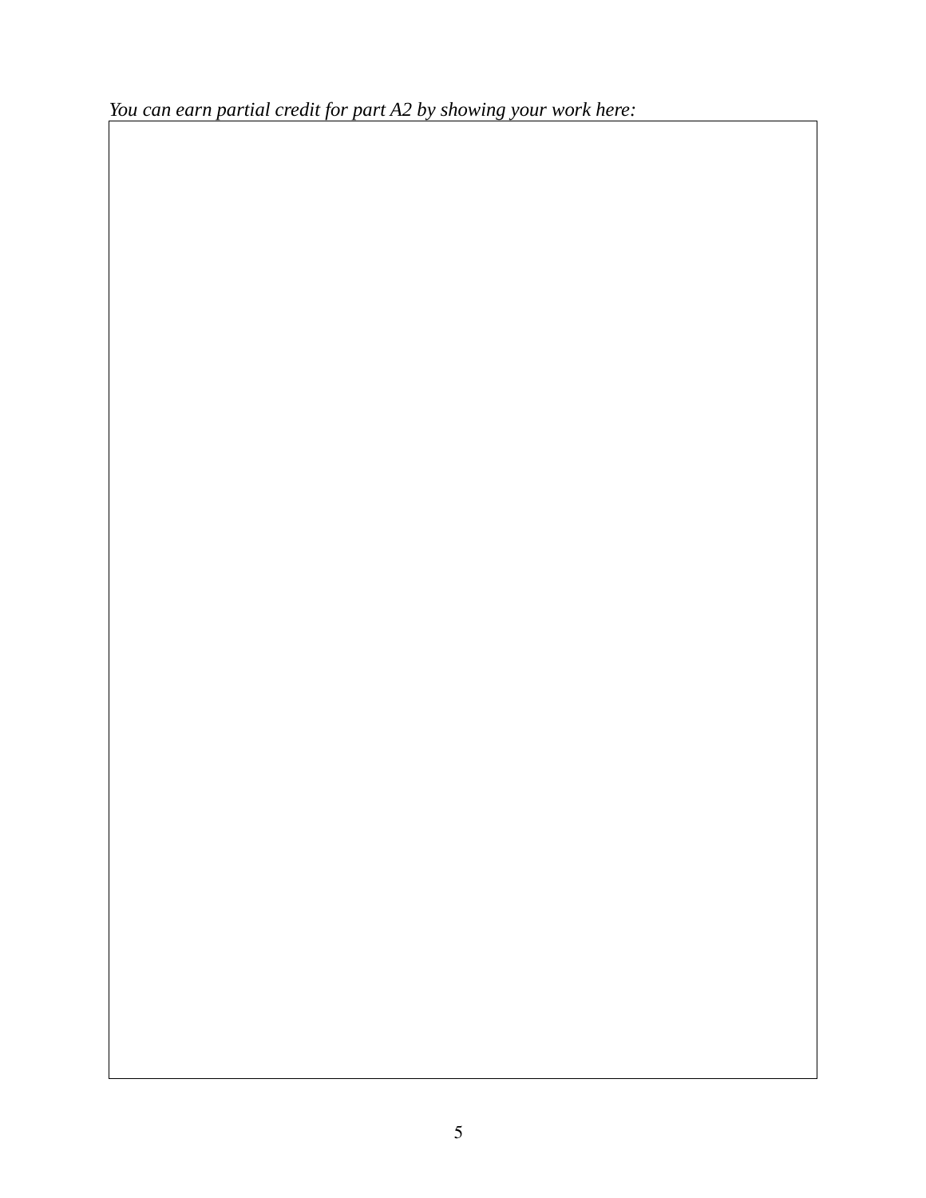*You can earn partial credit for part A2 by showing your work here:*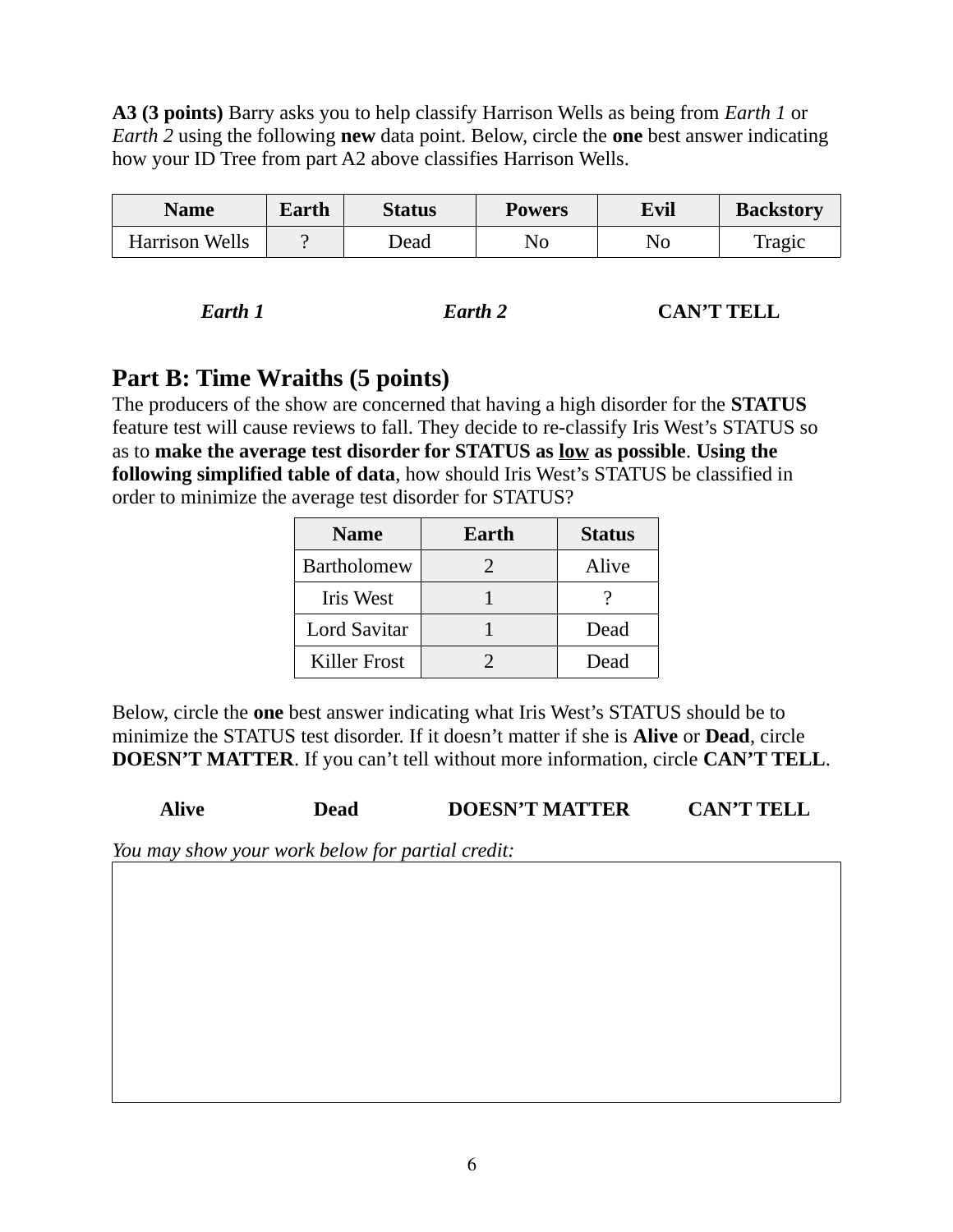**A3 (3 points)** Barry asks you to help classify Harrison Wells as being from *Earth 1* or *Earth 2* using the following **new** data point. Below, circle the **one** best answer indicating how your ID Tree from part A2 above classifies Harrison Wells.

| Name | Earth | Status | Powers | Evil | Backstory |
|---|---|---|---|---|---|
| Harrison Wells | ? | Dead | No | No | Tragic |

***Earth 1*** ***Earth 2*** **CAN'T TELL**

## Part B: Time Wraiths (5 points)

The producers of the show are concerned that having a high disorder for the **STATUS** feature test will cause reviews to fall. They decide to re-classify Iris West's STATUS so as to **make the average test disorder for STATUS as <u>low</u> as possible**. **Using the following simplified table of data**, how should Iris West's STATUS be classified in order to minimize the average test disorder for STATUS?

| Name | Earth | Status |
|---|---|---|
| Bartholomew | 2 | Alive |
| Iris West | 1 | ? |
| Lord Savitar | 1 | Dead |
| Killer Frost | 2 | Dead |

Below, circle the **one** best answer indicating what Iris West's STATUS should be to minimize the STATUS test disorder. If it doesn't matter if she is **Alive** or **Dead**, circle **DOESN'T MATTER**. If you can't tell without more information, circle **CAN'T TELL**.

**Alive** **Dead** **DOESN'T MATTER** **CAN'T TELL**

*You may show your work below for partial credit:*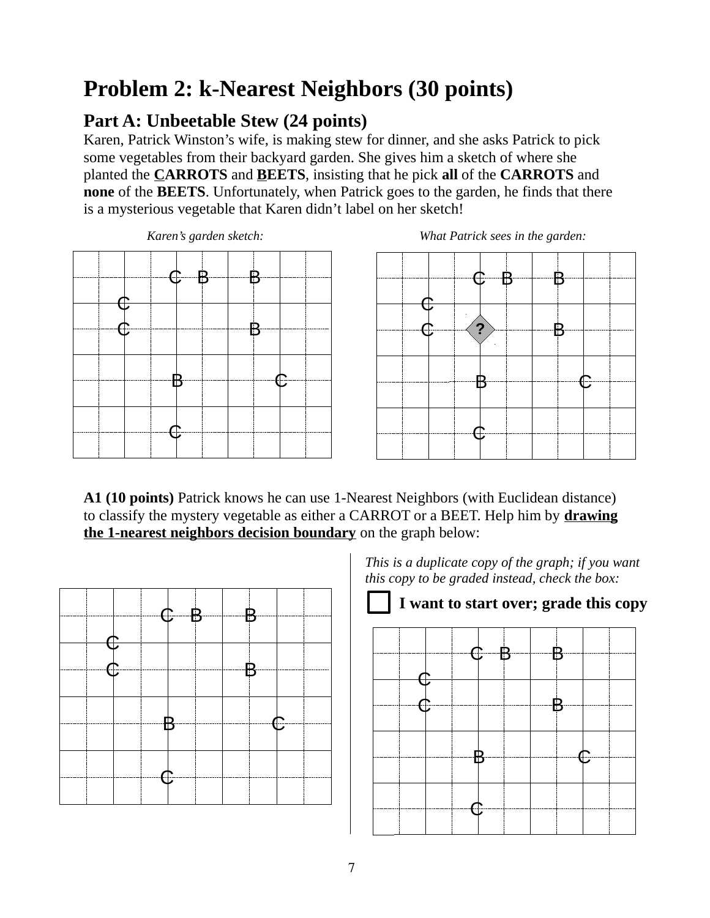# Problem 2: k-Nearest Neighbors (30 points)

## Part A: Unbeetable Stew (24 points)

Karen, Patrick Winston's wife, is making stew for dinner, and she asks Patrick to pick some vegetables from their backyard garden. She gives him a sketch of where she planted the **CARROTS** and **BEETS**, insisting that he pick **all** of the **CARROTS** and **none** of the **BEETS**. Unfortunately, when Patrick goes to the garden, he finds that there is a mysterious vegetable that Karen didn't label on her sketch!

*Karen's garden sketch:*

| | | | | | | | | | |
|---|---|---|---|---|---|---|---|---|---|
| | | | C | B | | B | | | |
| | | C | | | | | | | |
| | | C | | | | B | | | |
| | | | B | | | | C | | |
| | | | C | | | | | | |

*What Patrick sees in the garden:*

| | | | | | | | | | |
|---|---|---|---|---|---|---|---|---|---|
| | | | C | B | | B | | | |
| | | C | | | | | | | |
| | | C | ? | | | B | | | |
| | | | B | | | | C | | |
| | | | C | | | | | | |

**A1 (10 points)** Patrick knows he can use 1-Nearest Neighbors (with Euclidean distance) to classify the mystery vegetable as either a CARROT or a BEET. Help him by **drawing the 1-nearest neighbors decision boundary** on the graph below:

| | | | | | | | | | |
|---|---|---|---|---|---|---|---|---|---|
| | | | C | B | | B | | | |
| | | C | | | | | | | |
| | | C | | | | B | | | |
| | | | B | | | | C | | |
| | | | C | | | | | | |

*This is a duplicate copy of the graph; if you want this copy to be graded instead, check the box:*

☐ **I want to start over; grade this copy**

| | | | | | | | | | |
|---|---|---|---|---|---|---|---|---|---|
| | | | C | B | | B | | | |
| | | C | | | | | | | |
| | | C | | | | B | | | |
| | | | B | | | | C | | |
| | | | C | | | | | | |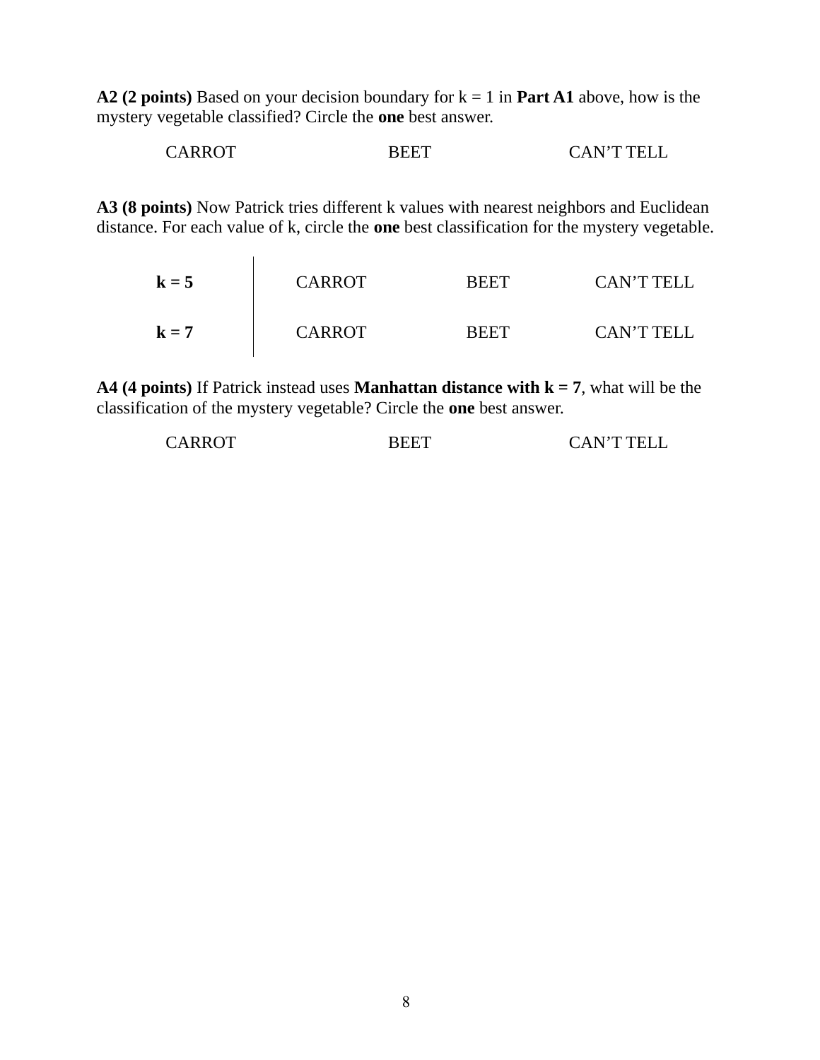**A2 (2 points)** Based on your decision boundary for k = 1 in **Part A1** above, how is the mystery vegetable classified? Circle the **one** best answer.

CARROT BEET CAN'T TELL

**A3 (8 points)** Now Patrick tries different k values with nearest neighbors and Euclidean distance. For each value of k, circle the **one** best classification for the mystery vegetable.

| | | | |
|---|---|---|---|
| **k = 5** | CARROT | BEET | CAN'T TELL |
| **k = 7** | CARROT | BEET | CAN'T TELL |

**A4 (4 points)** If Patrick instead uses **Manhattan distance with k = 7**, what will be the classification of the mystery vegetable? Circle the **one** best answer.

CARROT BEET CAN'T TELL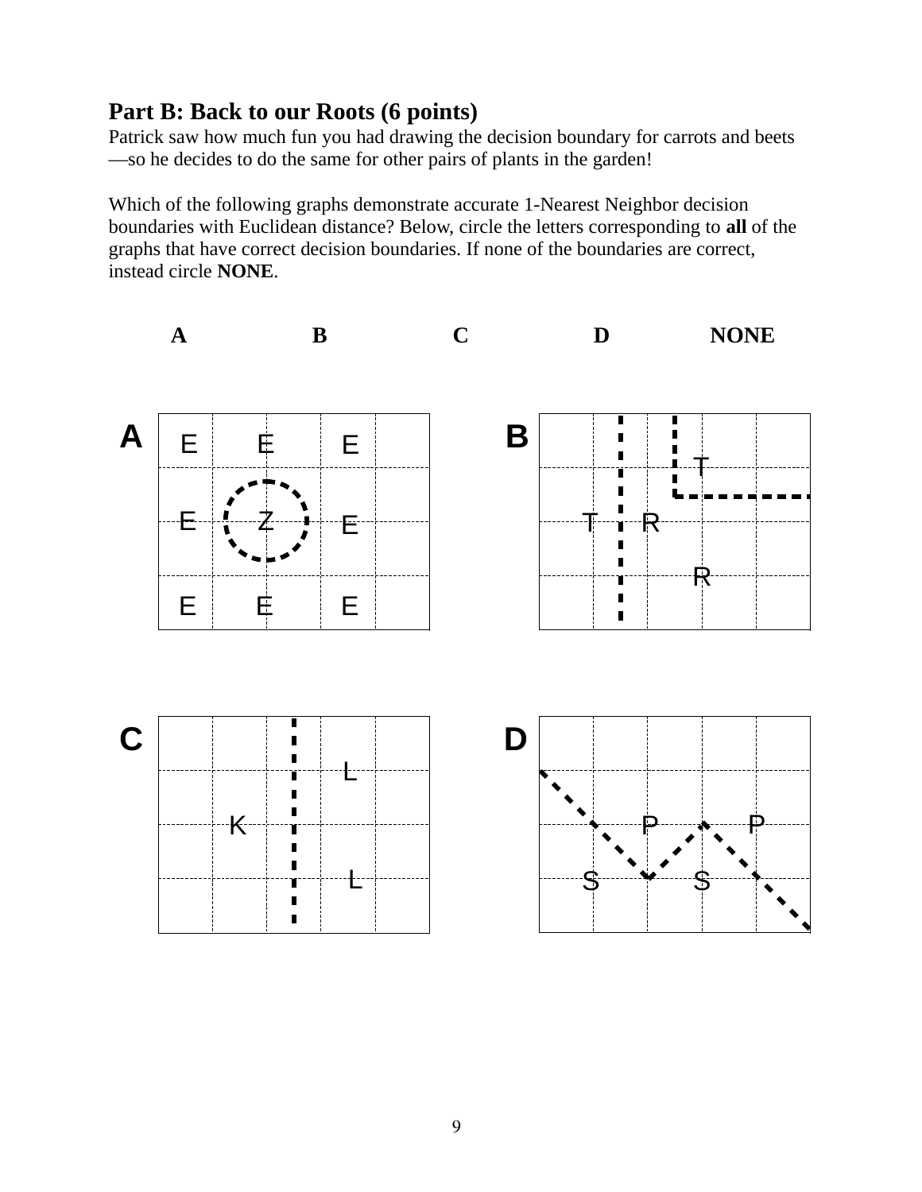## Part B: Back to our Roots (6 points)

Patrick saw how much fun you had drawing the decision boundary for carrots and beets—so he decides to do the same for other pairs of plants in the garden!

Which of the following graphs demonstrate accurate 1-Nearest Neighbor decision boundaries with Euclidean distance? Below, circle the letters corresponding to **all** of the graphs that have correct decision boundaries. If none of the boundaries are correct, instead circle **NONE**.

**A** **B** **C** **D** **NONE**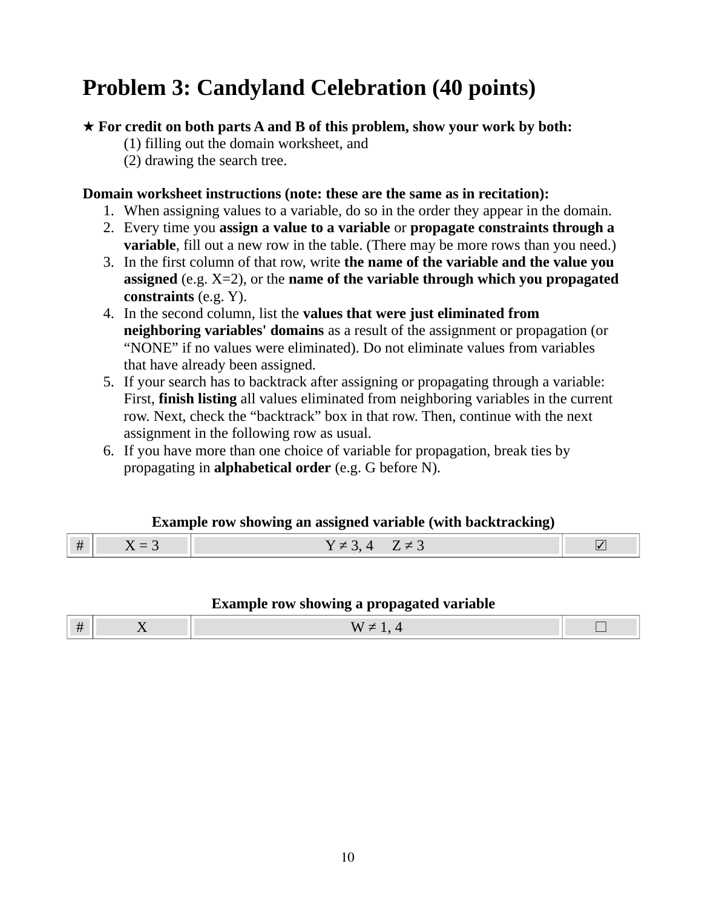# Problem 3: Candyland Celebration (40 points)

**★ For credit on both parts A and B of this problem, show your work by both:**

(1) filling out the domain worksheet, and
(2) drawing the search tree.

**Domain worksheet instructions (note: these are the same as in recitation):**

1. When assigning values to a variable, do so in the order they appear in the domain.
2. Every time you **assign a value to a variable** or **propagate constraints through a variable**, fill out a new row in the table. (There may be more rows than you need.)
3. In the first column of that row, write **the name of the variable and the value you assigned** (e.g. X=2), or the **name of the variable through which you propagated constraints** (e.g. Y).
4. In the second column, list the **values that were just eliminated from neighboring variables' domains** as a result of the assignment or propagation (or "NONE" if no values were eliminated). Do not eliminate values from variables that have already been assigned.
5. If your search has to backtrack after assigning or propagating through a variable: First, **finish listing** all values eliminated from neighboring variables in the current row. Next, check the "backtrack" box in that row. Then, continue with the next assignment in the following row as usual.
6. If you have more than one choice of variable for propagation, break ties by propagating in **alphabetical order** (e.g. G before N).

**Example row showing an assigned variable (with backtracking)**

| # | X = 3 | Y ≠ 3, 4     Z ≠ 3 | ☑ |
|---|---|---|---|

**Example row showing a propagated variable**

| # | X | W ≠ 1, 4 | ☐ |
|---|---|---|---|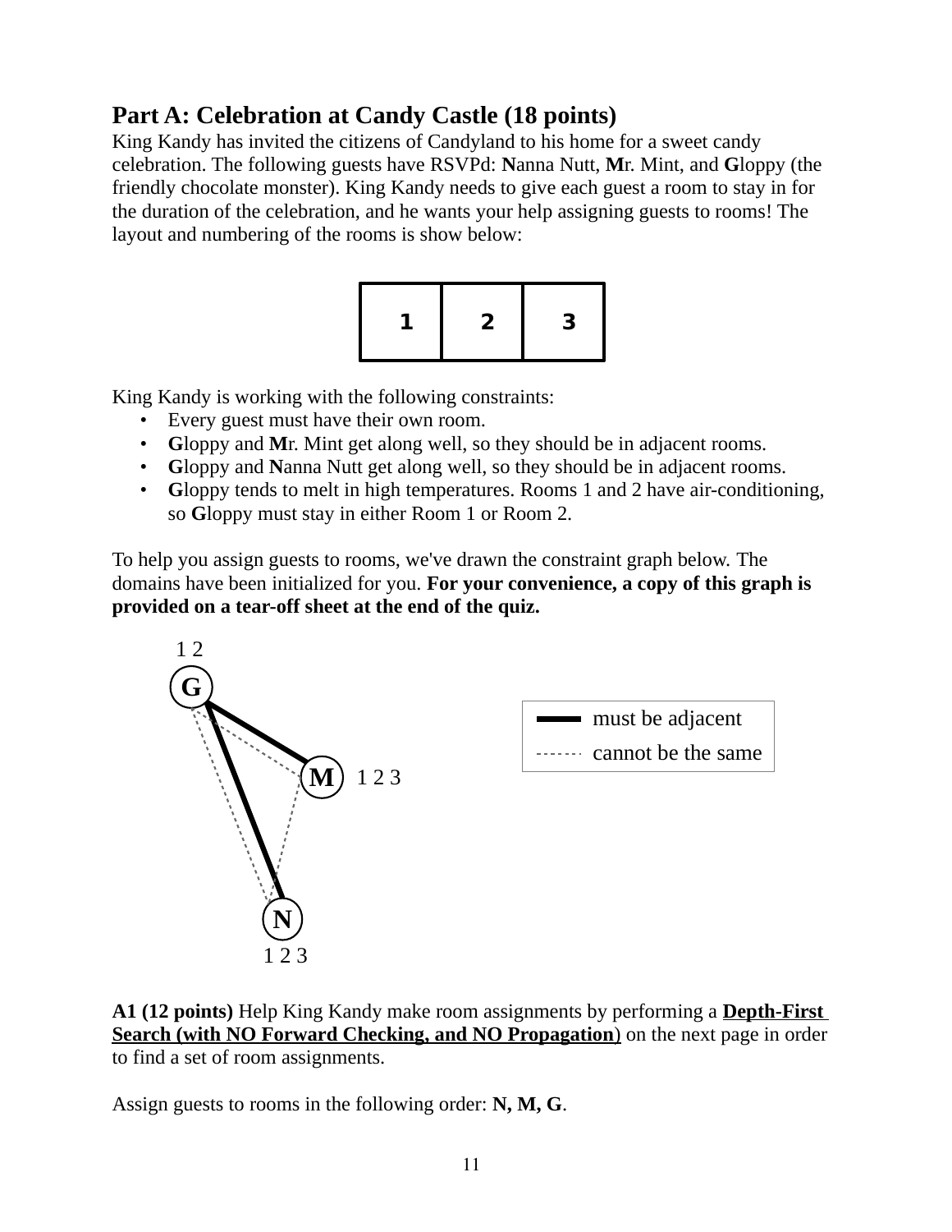## Part A: Celebration at Candy Castle (18 points)

King Kandy has invited the citizens of Candyland to his home for a sweet candy celebration. The following guests have RSVPd: **N**anna Nutt, **M**r. Mint, and **G**loppy (the friendly chocolate monster). King Kandy needs to give each guest a room to stay in for the duration of the celebration, and he wants your help assigning guests to rooms! The layout and numbering of the rooms is show below:

| 1 | 2 | 3 |
|---|---|---|

King Kandy is working with the following constraints:

- Every guest must have their own room.
- **G**loppy and **M**r. Mint get along well, so they should be in adjacent rooms.
- **G**loppy and **N**anna Nutt get along well, so they should be in adjacent rooms.
- **G**loppy tends to melt in high temperatures. Rooms 1 and 2 have air-conditioning, so **G**loppy must stay in either Room 1 or Room 2.

To help you assign guests to rooms, we've drawn the constraint graph below. The domains have been initialized for you. **For your convenience, a copy of this graph is provided on a tear-off sheet at the end of the quiz.**

G: 1 2

M: 1 2 3

N: 1 2 3

Legend: thick line = must be adjacent; dashed line = cannot be the same

**A1 (12 points)** Help King Kandy make room assignments by performing a **Depth-First Search (with NO Forward Checking, and NO Propagation)** on the next page in order to find a set of room assignments.

Assign guests to rooms in the following order: **N, M, G**.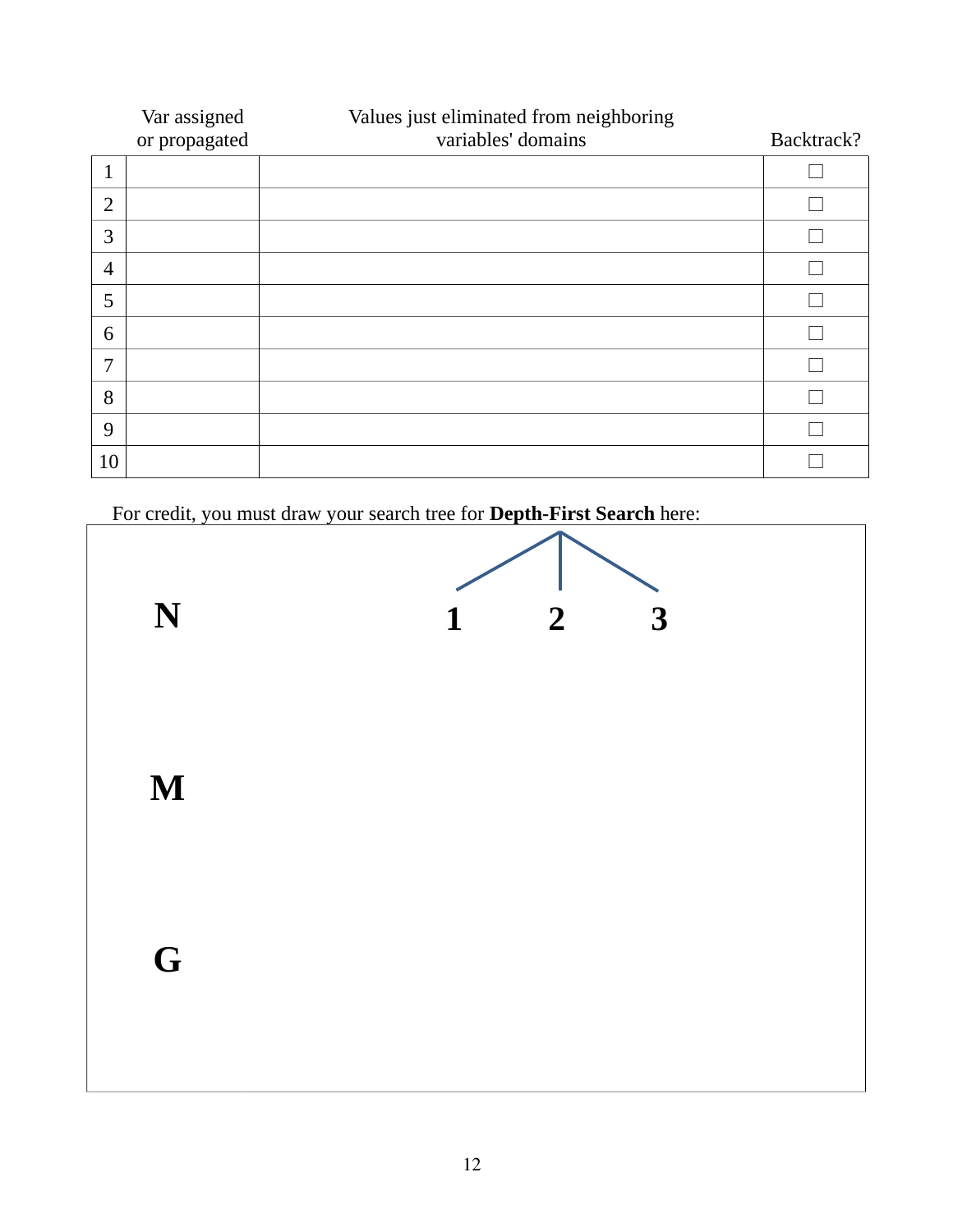| | Var assigned or propagated | Values just eliminated from neighboring variables' domains | Backtrack? |
|---|---|---|---|
| 1 | | | ☐ |
| 2 | | | ☐ |
| 3 | | | ☐ |
| 4 | | | ☐ |
| 5 | | | ☐ |
| 6 | | | ☐ |
| 7 | | | ☐ |
| 8 | | | ☐ |
| 9 | | | ☐ |
| 10 | | | ☐ |

For credit, you must draw your search tree for **Depth-First Search** here:

**N** — **1** **2** **3**

**M**

**G**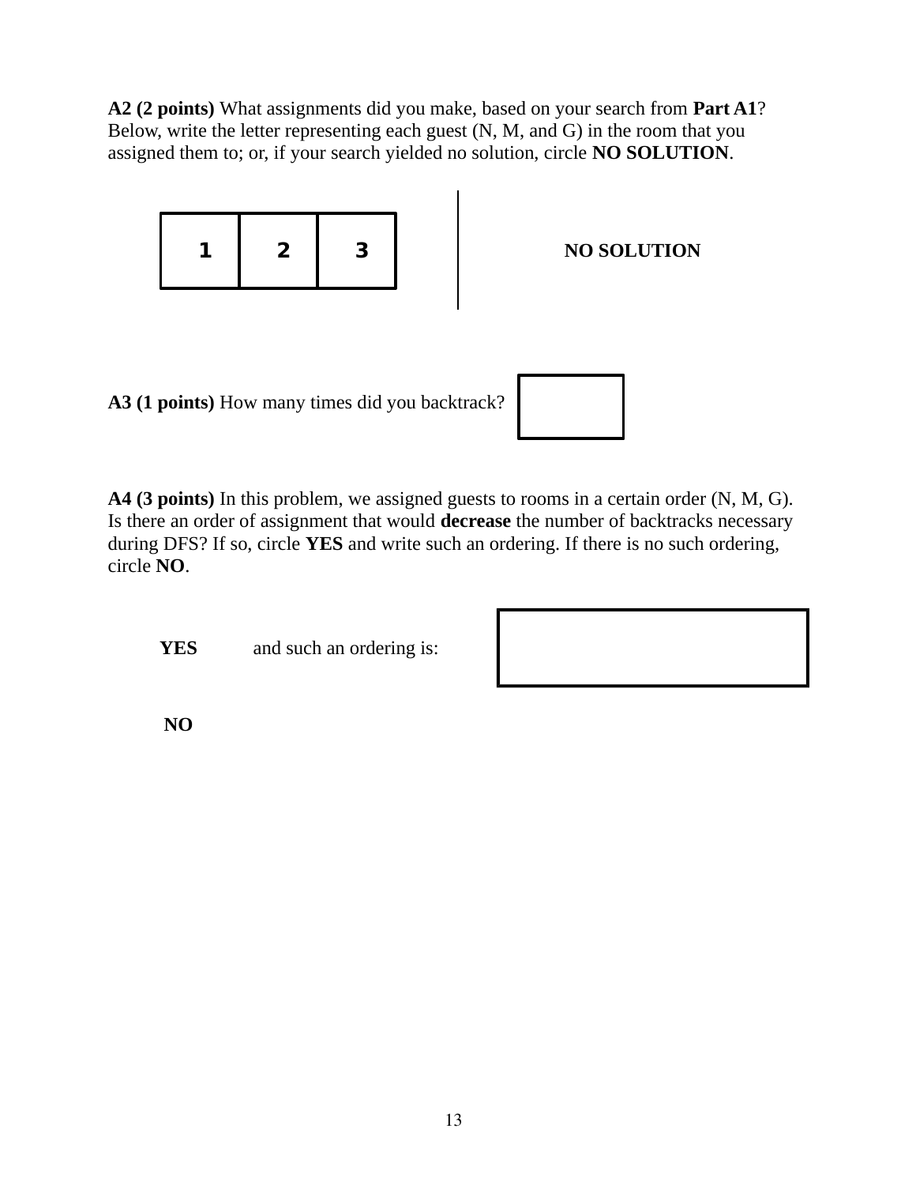**A2 (2 points)** What assignments did you make, based on your search from **Part A1**? Below, write the letter representing each guest (N, M, and G) in the room that you assigned them to; or, if your search yielded no solution, circle **NO SOLUTION**.

| 1 | 2 | 3 |
|---|---|---|
| | | |

**NO SOLUTION**

**A3 (1 points)** How many times did you backtrack?

**A4 (3 points)** In this problem, we assigned guests to rooms in a certain order (N, M, G). Is there an order of assignment that would **decrease** the number of backtracks necessary during DFS? If so, circle **YES** and write such an ordering. If there is no such ordering, circle **NO**.

**YES** and such an ordering is:

**NO**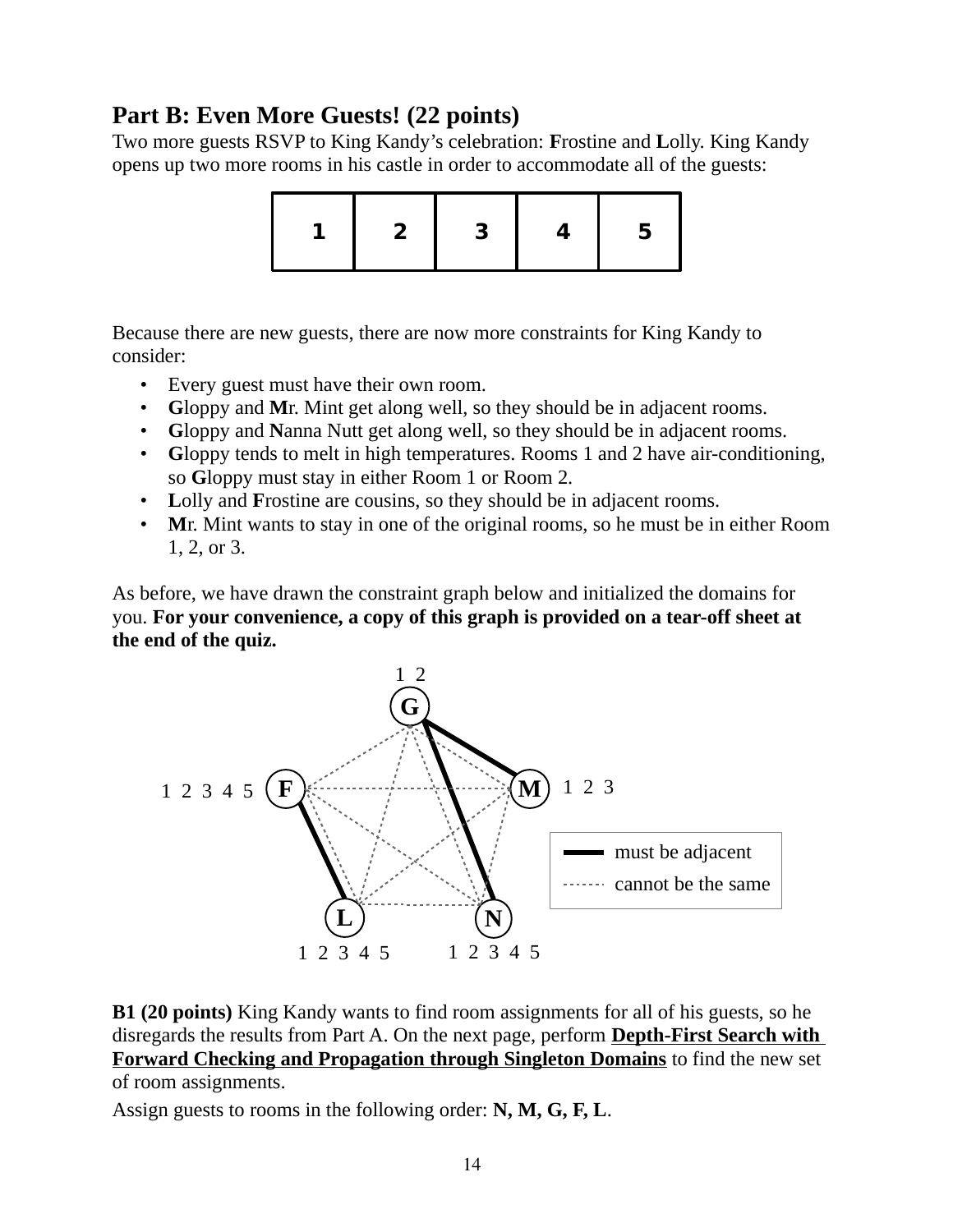## Part B: Even More Guests! (22 points)

Two more guests RSVP to King Kandy's celebration: **F**rostine and **L**olly. King Kandy opens up two more rooms in his castle in order to accommodate all of the guests:

| 1 | 2 | 3 | 4 | 5 |
|---|---|---|---|---|

Because there are new guests, there are now more constraints for King Kandy to consider:

- Every guest must have their own room.
- **G**loppy and **M**r. Mint get along well, so they should be in adjacent rooms.
- **G**loppy and **N**anna Nutt get along well, so they should be in adjacent rooms.
- **G**loppy tends to melt in high temperatures. Rooms 1 and 2 have air-conditioning, so **G**loppy must stay in either Room 1 or Room 2.
- **L**olly and **F**rostine are cousins, so they should be in adjacent rooms.
- **M**r. Mint wants to stay in one of the original rooms, so he must be in either Room 1, 2, or 3.

As before, we have drawn the constraint graph below and initialized the domains for you. **For your convenience, a copy of this graph is provided on a tear-off sheet at the end of the quiz.**

G: 1 2

F: 1 2 3 4 5

M: 1 2 3

L: 1 2 3 4 5

N: 1 2 3 4 5

Legend: must be adjacent (solid line); cannot be the same (dashed line)

**B1 (20 points)** King Kandy wants to find room assignments for all of his guests, so he disregards the results from Part A. On the next page, perform **Depth-First Search with Forward Checking and Propagation through Singleton Domains** to find the new set of room assignments.

Assign guests to rooms in the following order: **N, M, G, F, L**.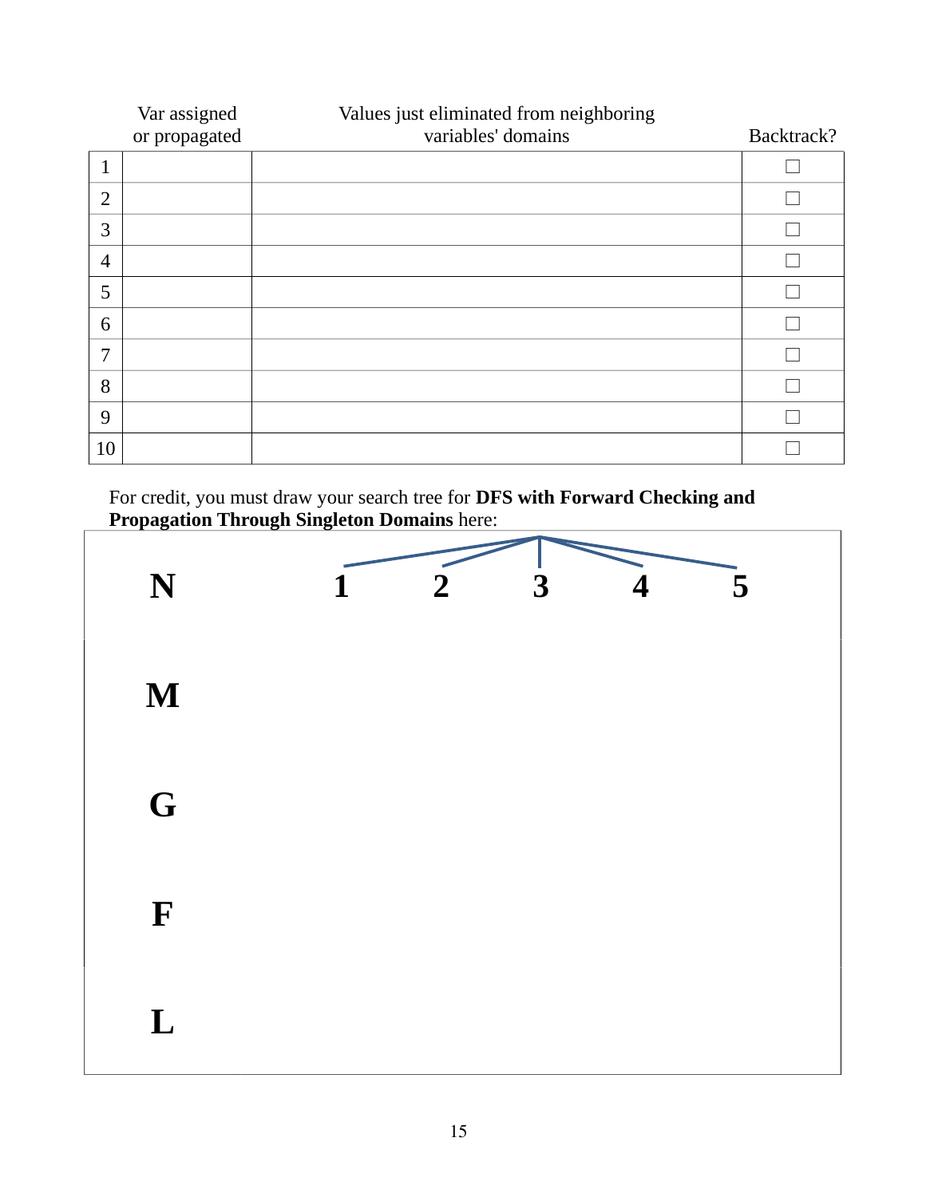| | Var assigned or propagated | Values just eliminated from neighboring variables' domains | Backtrack? |
|---|---|---|---|
| 1 | | | ☐ |
| 2 | | | ☐ |
| 3 | | | ☐ |
| 4 | | | ☐ |
| 5 | | | ☐ |
| 6 | | | ☐ |
| 7 | | | ☐ |
| 8 | | | ☐ |
| 9 | | | ☐ |
| 10 | | | ☐ |

For credit, you must draw your search tree for **DFS with Forward Checking and Propagation Through Singleton Domains** here:

**N** 1 2 3 4 5

**M**

**G**

**F**

**L**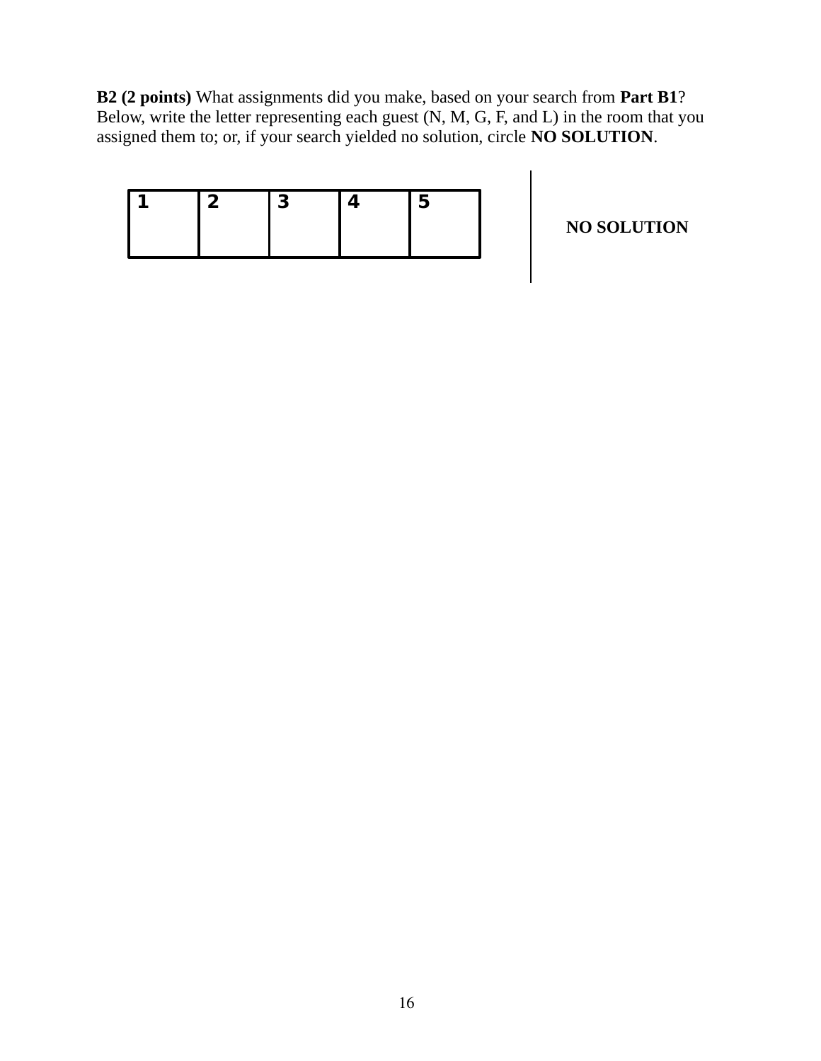**B2 (2 points)** What assignments did you make, based on your search from **Part B1**? Below, write the letter representing each guest (N, M, G, F, and L) in the room that you assigned them to; or, if your search yielded no solution, circle **NO SOLUTION**.

| 1 | 2 | 3 | 4 | 5 |
|---|---|---|---|---|
| | | | | |

**NO SOLUTION**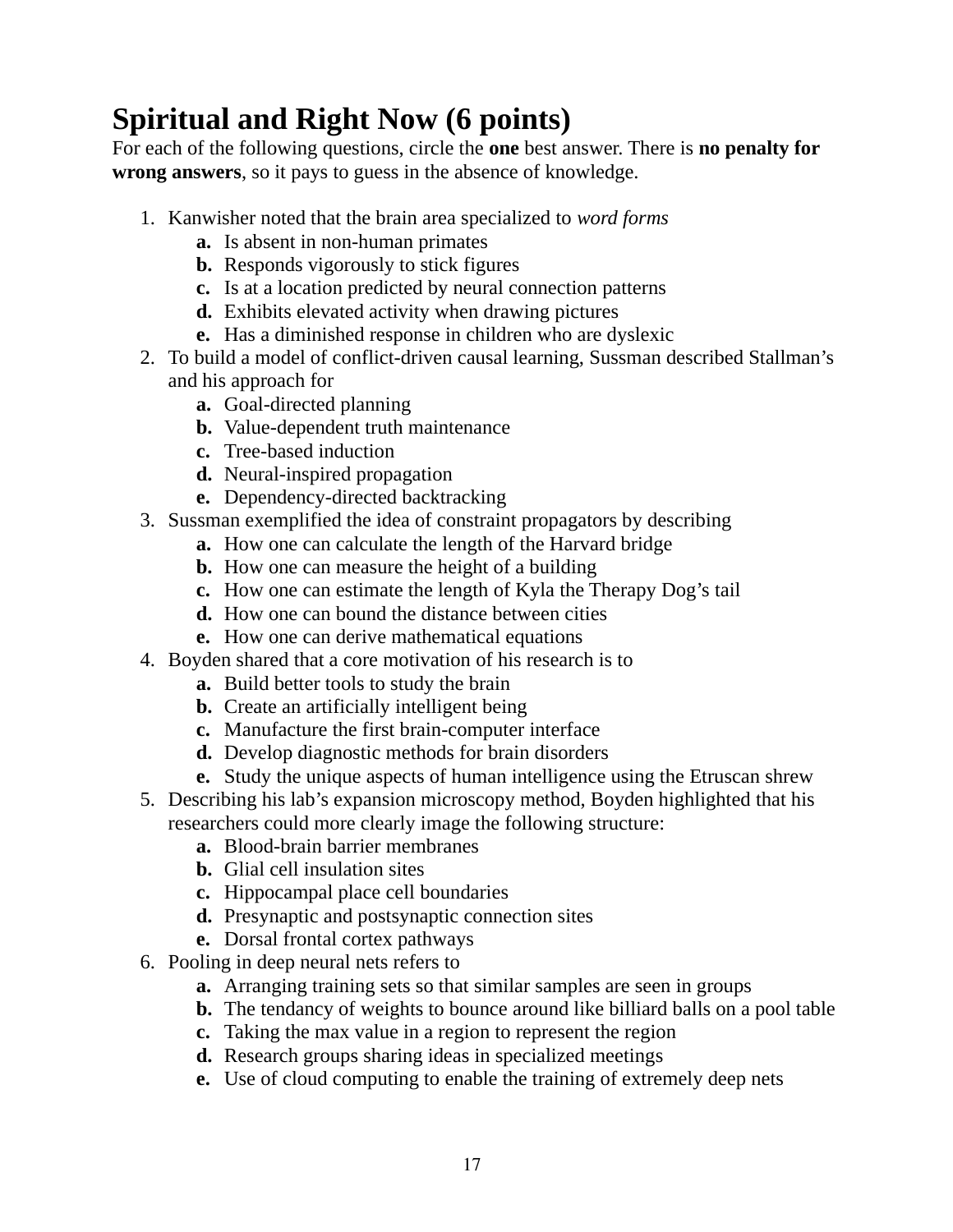# Spiritual and Right Now (6 points)

For each of the following questions, circle the **one** best answer. There is **no penalty for wrong answers**, so it pays to guess in the absence of knowledge.

1. Kanwisher noted that the brain area specialized to *word forms*
    - **a.** Is absent in non-human primates
    - **b.** Responds vigorously to stick figures
    - **c.** Is at a location predicted by neural connection patterns
    - **d.** Exhibits elevated activity when drawing pictures
    - **e.** Has a diminished response in children who are dyslexic
2. To build a model of conflict-driven causal learning, Sussman described Stallman's and his approach for
    - **a.** Goal-directed planning
    - **b.** Value-dependent truth maintenance
    - **c.** Tree-based induction
    - **d.** Neural-inspired propagation
    - **e.** Dependency-directed backtracking
3. Sussman exemplified the idea of constraint propagators by describing
    - **a.** How one can calculate the length of the Harvard bridge
    - **b.** How one can measure the height of a building
    - **c.** How one can estimate the length of Kyla the Therapy Dog's tail
    - **d.** How one can bound the distance between cities
    - **e.** How one can derive mathematical equations
4. Boyden shared that a core motivation of his research is to
    - **a.** Build better tools to study the brain
    - **b.** Create an artificially intelligent being
    - **c.** Manufacture the first brain-computer interface
    - **d.** Develop diagnostic methods for brain disorders
    - **e.** Study the unique aspects of human intelligence using the Etruscan shrew
5. Describing his lab's expansion microscopy method, Boyden highlighted that his researchers could more clearly image the following structure:
    - **a.** Blood-brain barrier membranes
    - **b.** Glial cell insulation sites
    - **c.** Hippocampal place cell boundaries
    - **d.** Presynaptic and postsynaptic connection sites
    - **e.** Dorsal frontal cortex pathways
6. Pooling in deep neural nets refers to
    - **a.** Arranging training sets so that similar samples are seen in groups
    - **b.** The tendancy of weights to bounce around like billiard balls on a pool table
    - **c.** Taking the max value in a region to represent the region
    - **d.** Research groups sharing ideas in specialized meetings
    - **e.** Use of cloud computing to enable the training of extremely deep nets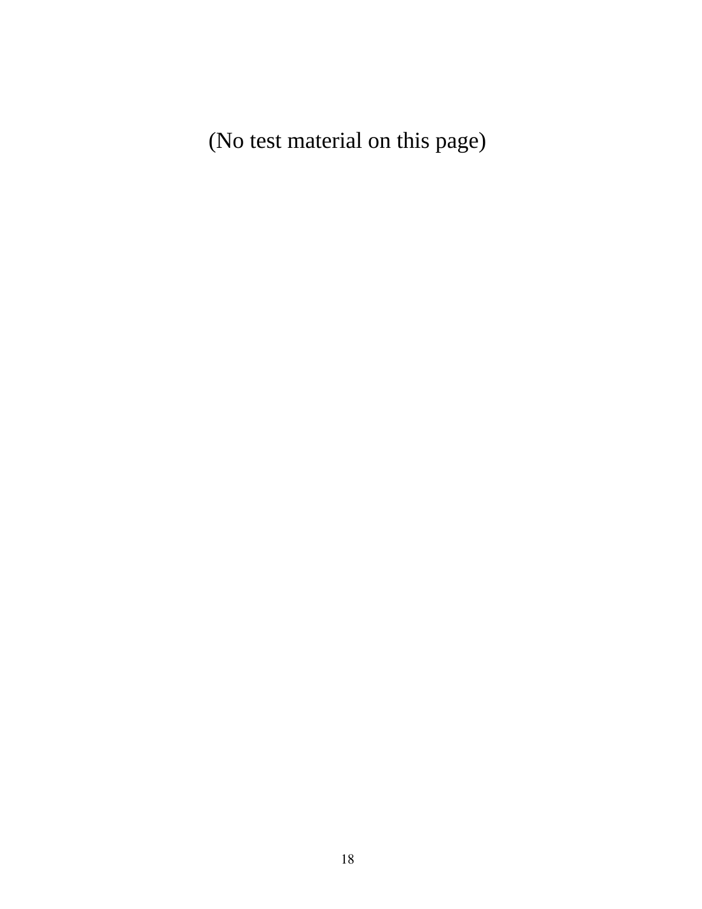(No test material on this page)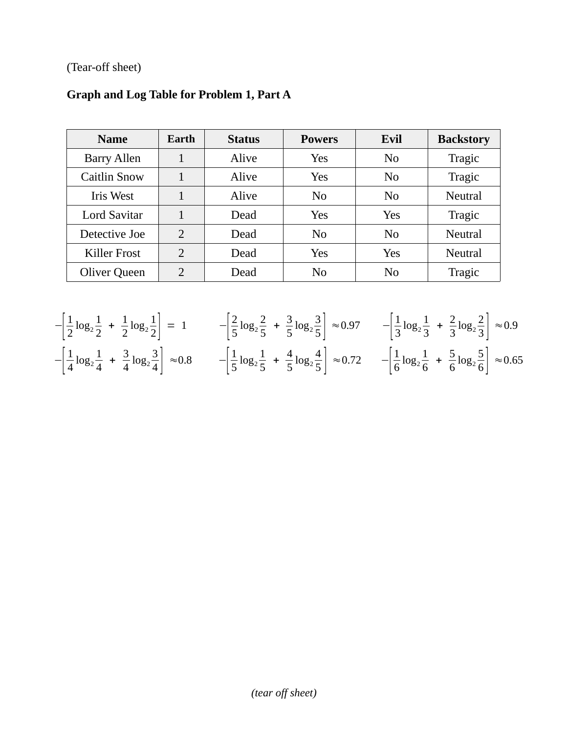(Tear-off sheet)

**Graph and Log Table for Problem 1, Part A**

| Name | Earth | Status | Powers | Evil | Backstory |
|---|---|---|---|---|---|
| Barry Allen | 1 | Alive | Yes | No | Tragic |
| Caitlin Snow | 1 | Alive | Yes | No | Tragic |
| Iris West | 1 | Alive | No | No | Neutral |
| Lord Savitar | 1 | Dead | Yes | Yes | Tragic |
| Detective Joe | 2 | Dead | No | No | Neutral |
| Killer Frost | 2 | Dead | Yes | Yes | Neutral |
| Oliver Queen | 2 | Dead | No | No | Tragic |

$$-\left[\frac{1}{2}\log_2\frac{1}{2} + \frac{1}{2}\log_2\frac{1}{2}\right] = 1 \qquad -\left[\frac{2}{5}\log_2\frac{2}{5} + \frac{3}{5}\log_2\frac{3}{5}\right] \approx 0.97 \qquad -\left[\frac{1}{3}\log_2\frac{1}{3} + \frac{2}{3}\log_2\frac{2}{3}\right] \approx 0.9$$

$$-\left[\frac{1}{4}\log_2\frac{1}{4} + \frac{3}{4}\log_2\frac{3}{4}\right] \approx 0.8 \qquad -\left[\frac{1}{5}\log_2\frac{1}{5} + \frac{4}{5}\log_2\frac{4}{5}\right] \approx 0.72 \qquad -\left[\frac{1}{6}\log_2\frac{1}{6} + \frac{5}{6}\log_2\frac{5}{6}\right] \approx 0.65$$

*(tear off sheet)*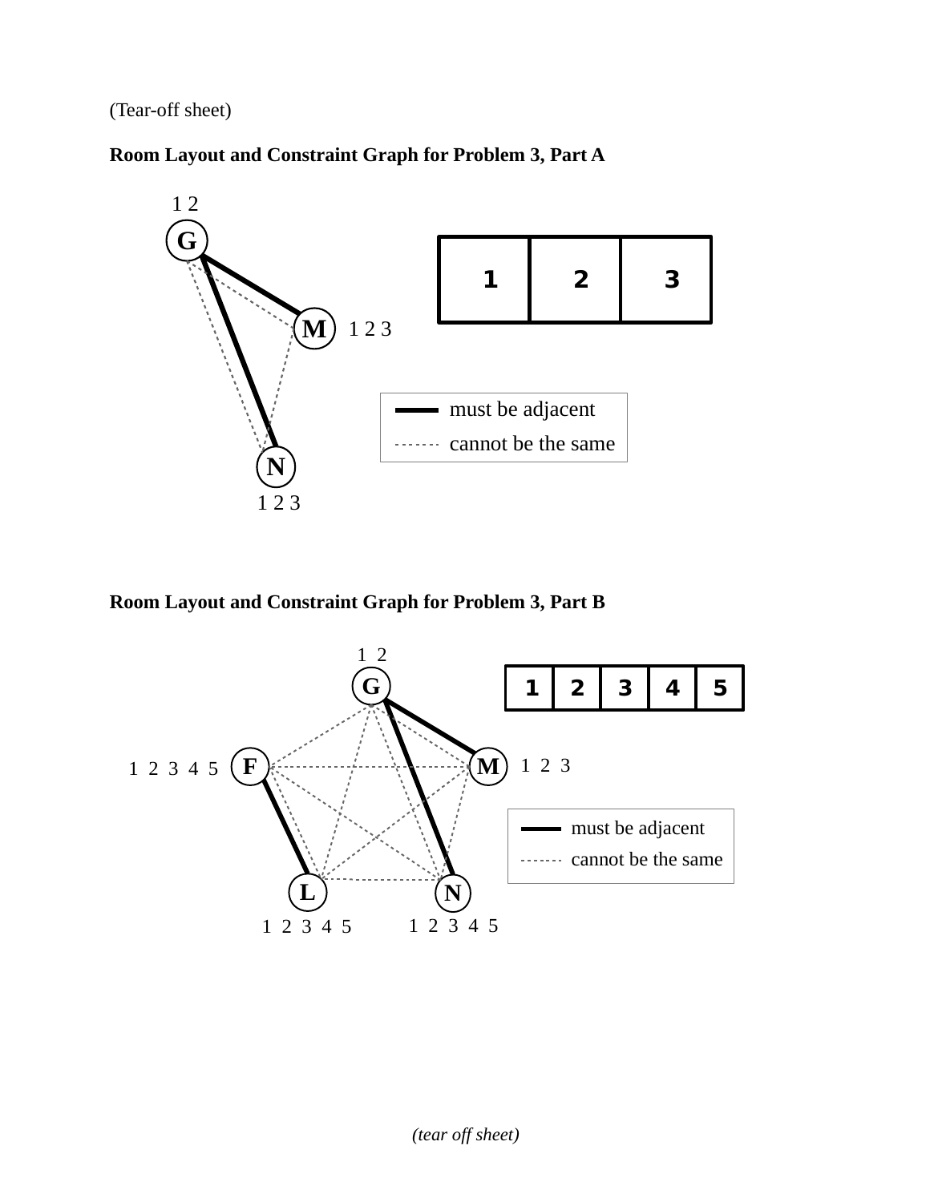(Tear-off sheet)

**Room Layout and Constraint Graph for Problem 3, Part A**

1 2

G

M 1 2 3

N

1 2 3

1 2 3

must be adjacent

cannot be the same

**Room Layout and Constraint Graph for Problem 3, Part B**

1 2

G

1 2 3 4 5

F

M 1 2 3

L

N

1 2 3 4 5

1 2 3 4 5

1 2 3 4 5

must be adjacent

cannot be the same

*(tear off sheet)*